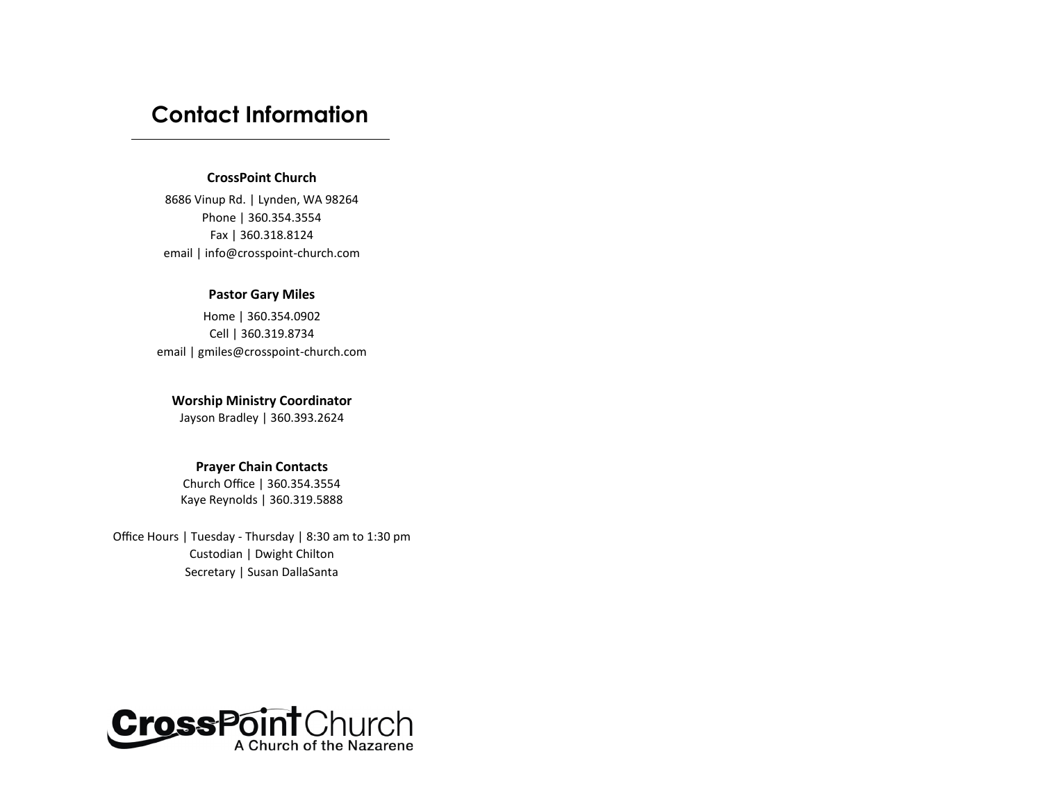# Contact Information

**CrossPoint Church**

8686 Vinup Rd. | Lynden, WA 98264
Phone | 360.354.3554
Fax | 360.318.8124
email | info@crosspoint-church.com

**Pastor Gary Miles**

Home | 360.354.0902
Cell | 360.319.8734
email | gmiles@crosspoint-church.com

**Worship Ministry Coordinator**

Jayson Bradley | 360.393.2624

**Prayer Chain Contacts**

Church Office | 360.354.3554
Kaye Reynolds | 360.319.5888

Office Hours | Tuesday - Thursday | 8:30 am to 1:30 pm
Custodian | Dwight Chilton
Secretary | Susan DallaSanta

CrossPoint Church
A Church of the Nazarene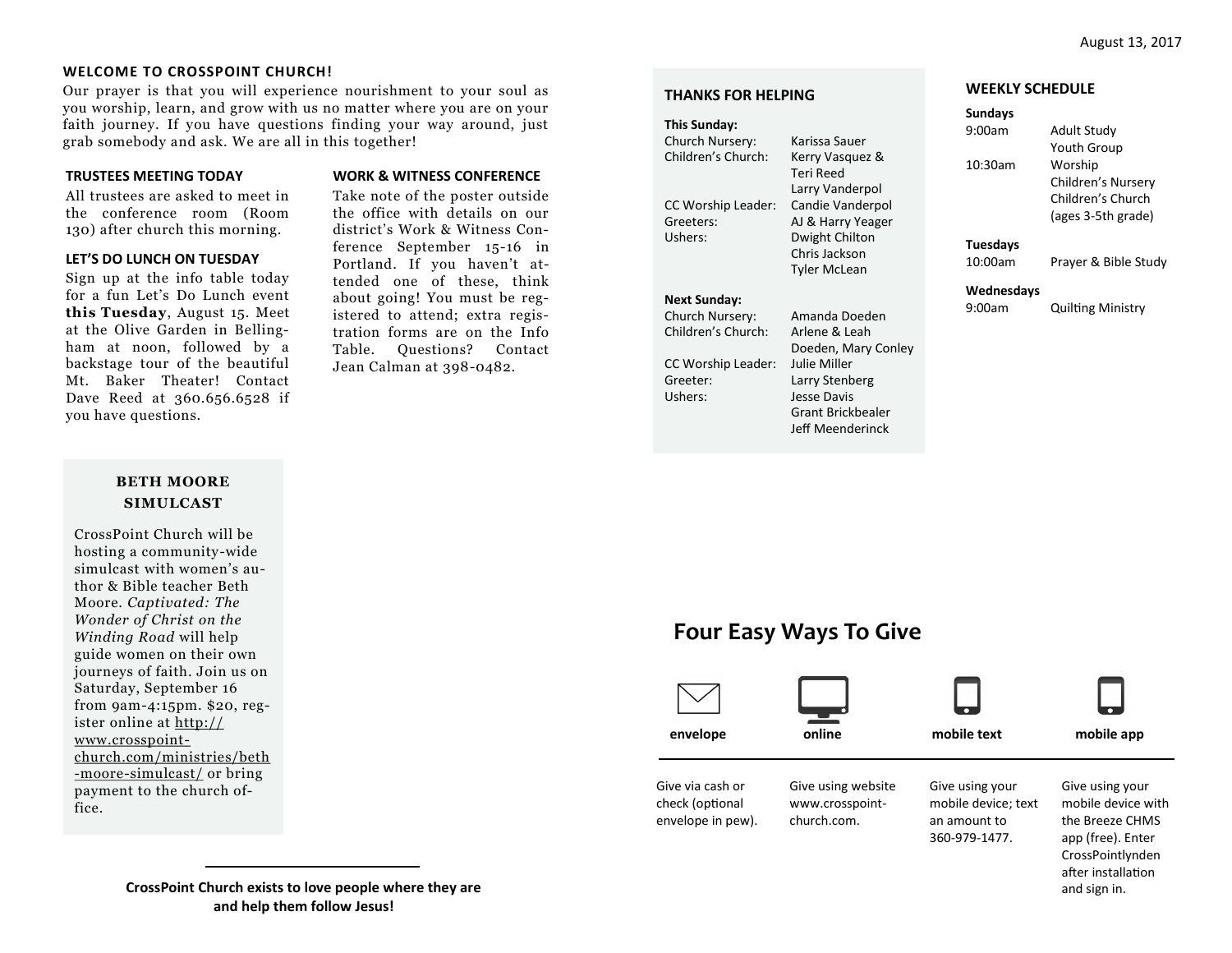August 13, 2017

## WELCOME TO CROSSPOINT CHURCH!

Our prayer is that you will experience nourishment to your soul as you worship, learn, and grow with us no matter where you are on your faith journey. If you have questions finding your way around, just grab somebody and ask. We are all in this together!

### TRUSTEES MEETING TODAY

All trustees are asked to meet in the conference room (Room 130) after church this morning.

### LET'S DO LUNCH ON TUESDAY

Sign up at the info table today for a fun Let's Do Lunch event **this Tuesday**, August 15. Meet at the Olive Garden in Bellingham at noon, followed by a backstage tour of the beautiful Mt. Baker Theater! Contact Dave Reed at 360.656.6528 if you have questions.

### WORK & WITNESS CONFERENCE

Take note of the poster outside the office with details on our district's Work & Witness Conference September 15-16 in Portland. If you haven't attended one of these, think about going! You must be registered to attend; extra registration forms are on the Info Table. Questions? Contact Jean Calman at 398-0482.

### BETH MOORE SIMULCAST

CrossPoint Church will be hosting a community-wide simulcast with women's author & Bible teacher Beth Moore. *Captivated: The Wonder of Christ on the Winding Road* will help guide women on their own journeys of faith. Join us on Saturday, September 16 from 9am-4:15pm. $20, register online at http://www.crosspoint-church.com/ministries/beth-moore-simulcast/ or bring payment to the church office.

**CrossPoint Church exists to love people where they are and help them follow Jesus!**

### THANKS FOR HELPING

**This Sunday:**

| | |
|---|---|
| Church Nursery: | Karissa Sauer |
| Children's Church: | Kerry Vasquez & Teri Reed, Larry Vanderpol |
| CC Worship Leader: | Candie Vanderpol |
| Greeters: | AJ & Harry Yeager |
| Ushers: | Dwight Chilton, Chris Jackson, Tyler McLean |

**Next Sunday:**

| | |
|---|---|
| Church Nursery: | Amanda Doeden |
| Children's Church: | Arlene & Leah Doeden, Mary Conley |
| CC Worship Leader: | Julie Miller |
| Greeter: | Larry Stenberg |
| Ushers: | Jesse Davis, Grant Brickbealer, Jeff Meenderinck |

### WEEKLY SCHEDULE

**Sundays**

| | |
|---|---|
| 9:00am | Adult Study<br>Youth Group |
| 10:30am | Worship<br>Children's Nursery<br>Children's Church (ages 3-5th grade) |

**Tuesdays**

| | |
|---|---|
| 10:00am | Prayer & Bible Study |

**Wednesdays**

| | |
|---|---|
| 9:00am | Quilting Ministry |

## Four Easy Ways To Give

| envelope | online | mobile text | mobile app |
|---|---|---|---|
| Give via cash or check (optional envelope in pew). | Give using website www.crosspoint-church.com. | Give using your mobile device; text an amount to 360-979-1477. | Give using your mobile device with the Breeze CHMS app (free). Enter CrossPointlynden after installation and sign in. |